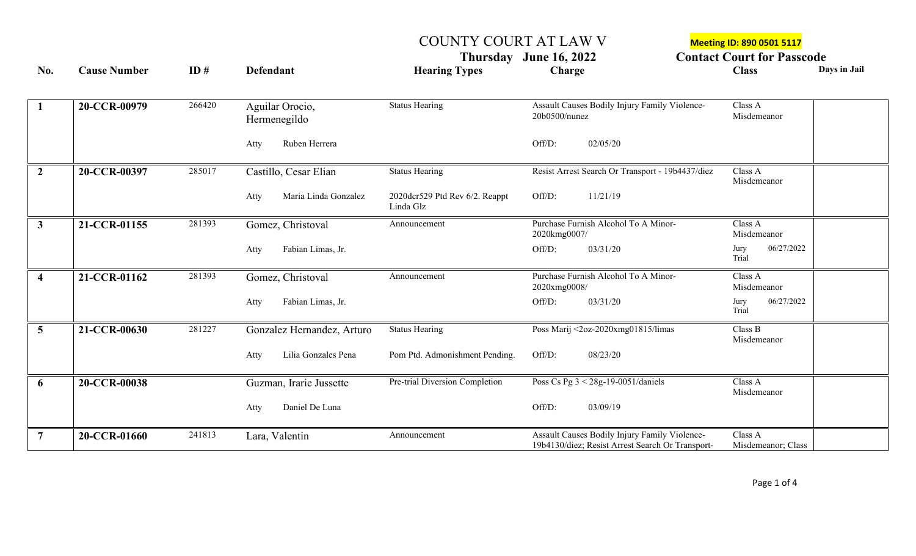# COUNTY COURT AT LAW V

**Thursday June 16, 2022**

**Meeting ID: 890 0501 5117**

**Contact Court for Passcode**

| No. | Cause Number | ID # | Defendant | Hearing Types | Charge | Class | Days in Jail |
|---|---|---|---|---|---|---|---|
| **1** | **20-CCR-00979** | 266420 | Aguilar Orocio, Hermenegildo | Status Hearing | Assault Causes Bodily Injury Family Violence-20b0500/nunez | Class A Misdemeanor | |
| | | | Atty Ruben Herrera | | Off/D: 02/05/20 | | |
| **2** | **20-CCR-00397** | 285017 | Castillo, Cesar Elian | Status Hearing | Resist Arrest Search Or Transport - 19b4437/diez | Class A Misdemeanor | |
| | | | Atty Maria Linda Gonzalez | 2020dcr529 Ptd Rev 6/2. Reappt Linda Glz | Off/D: 11/21/19 | | |
| **3** | **21-CCR-01155** | 281393 | Gomez, Christoval | Announcement | Purchase Furnish Alcohol To A Minor-2020kmg0007/ | Class A Misdemeanor | |
| | | | Atty Fabian Limas, Jr. | | Off/D: 03/31/20 | Jury Trial 06/27/2022 | |
| **4** | **21-CCR-01162** | 281393 | Gomez, Christoval | Announcement | Purchase Furnish Alcohol To A Minor-2020xmg0008/ | Class A Misdemeanor | |
| | | | Atty Fabian Limas, Jr. | | Off/D: 03/31/20 | Jury Trial 06/27/2022 | |
| **5** | **21-CCR-00630** | 281227 | Gonzalez Hernandez, Arturo | Status Hearing | Poss Marij <2oz-2020xmg01815/limas | Class B Misdemeanor | |
| | | | Atty Lilia Gonzales Pena | Pom Ptd. Admonishment Pending. | Off/D: 08/23/20 | | |
| **6** | **20-CCR-00038** | | Guzman, Irarie Jussette | Pre-trial Diversion Completion | Poss Cs Pg 3 < 28g-19-0051/daniels | Class A Misdemeanor | |
| | | | Atty Daniel De Luna | | Off/D: 03/09/19 | | |
| **7** | **20-CCR-01660** | 241813 | Lara, Valentin | Announcement | Assault Causes Bodily Injury Family Violence-19b4130/diez; Resist Arrest Search Or Transport- | Class A Misdemeanor; Class | |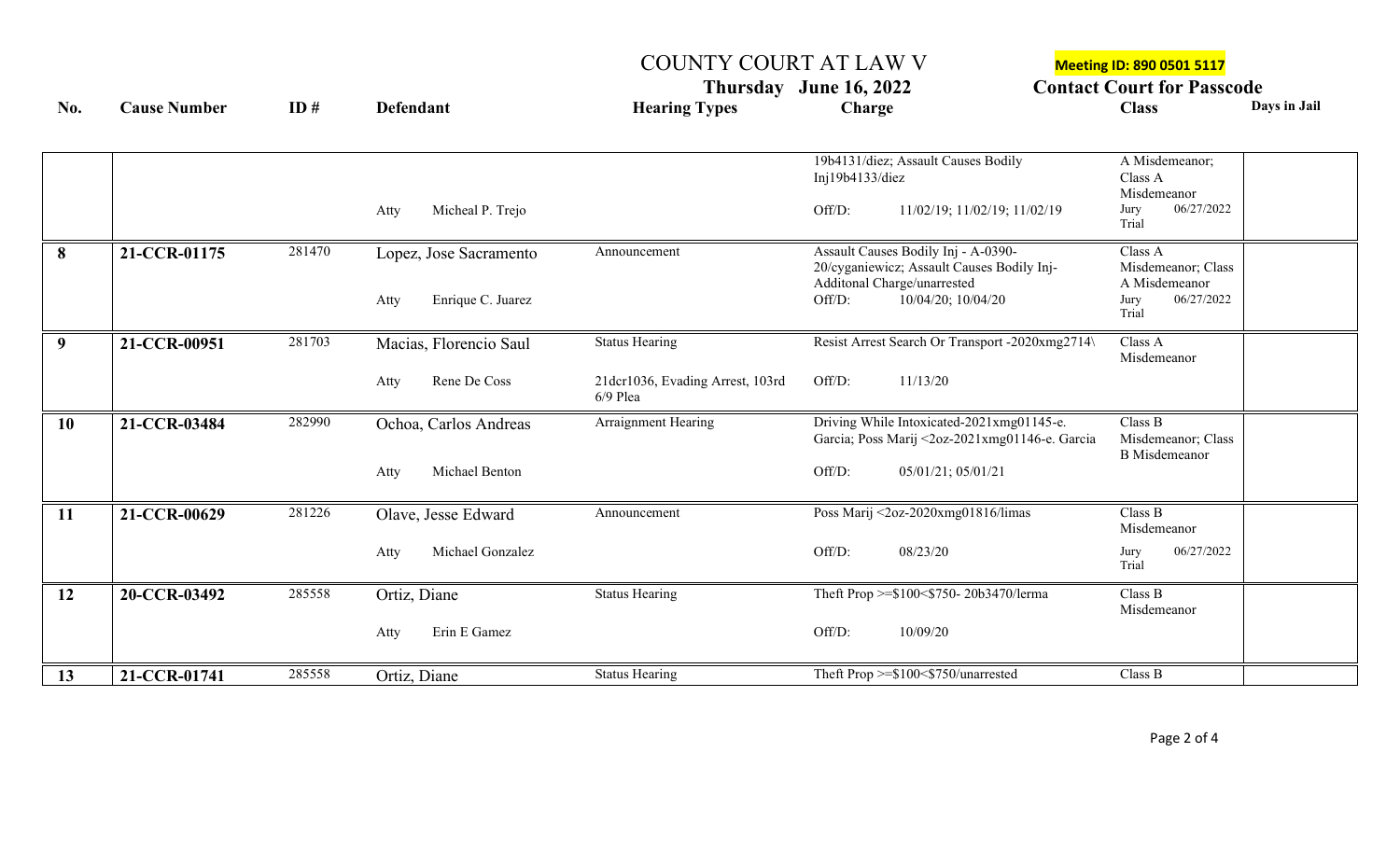# COUNTY COURT AT LAW V

**Meeting ID: 890 0501 5117**

**Thursday June 16, 2022**

**Contact Court for Passcode**

| No. | Cause Number | ID # | Defendant | Hearing Types | Charge | Class | Days in Jail |
|---|---|---|---|---|---|---|---|
| | | | Atty Micheal P. Trejo | | 19b4131/diez; Assault Causes Bodily Inj19b4133/diez<br>Off/D: 11/02/19; 11/02/19; 11/02/19 | A Misdemeanor; Class A Misdemeanor<br>Jury Trial 06/27/2022 | |
| **8** | **21-CCR-01175** | 281470 | Lopez, Jose Sacramento<br>Atty Enrique C. Juarez | Announcement | Assault Causes Bodily Inj - A-0390-20/cyganiewicz; Assault Causes Bodily Inj-Additonal Charge/unarrested<br>Off/D: 10/04/20; 10/04/20 | Class A Misdemeanor; Class A Misdemeanor<br>Jury Trial 06/27/2022 | |
| **9** | **21-CCR-00951** | 281703 | Macias, Florencio Saul<br>Atty Rene De Coss | Status Hearing<br>21dcr1036, Evading Arrest, 103rd 6/9 Plea | Resist Arrest Search Or Transport -2020xmg2714\<br>Off/D: 11/13/20 | Class A Misdemeanor | |
| **10** | **21-CCR-03484** | 282990 | Ochoa, Carlos Andreas<br>Atty Michael Benton | Arraignment Hearing | Driving While Intoxicated-2021xmg01145-e. Garcia; Poss Marij <2oz-2021xmg01146-e. Garcia<br>Off/D: 05/01/21; 05/01/21 | Class B Misdemeanor; Class B Misdemeanor | |
| **11** | **21-CCR-00629** | 281226 | Olave, Jesse Edward<br>Atty Michael Gonzalez | Announcement | Poss Marij <2oz-2020xmg01816/limas<br>Off/D: 08/23/20 | Class B Misdemeanor<br>Jury Trial 06/27/2022 | |
| **12** | **20-CCR-03492** | 285558 | Ortiz, Diane<br>Atty Erin E Gamez | Status Hearing | Theft Prop >=$100<$750- 20b3470/lerma<br>Off/D: 10/09/20 | Class B Misdemeanor | |
| **13** | **21-CCR-01741** | 285558 | Ortiz, Diane | Status Hearing | Theft Prop >=$100<$750/unarrested | Class B | |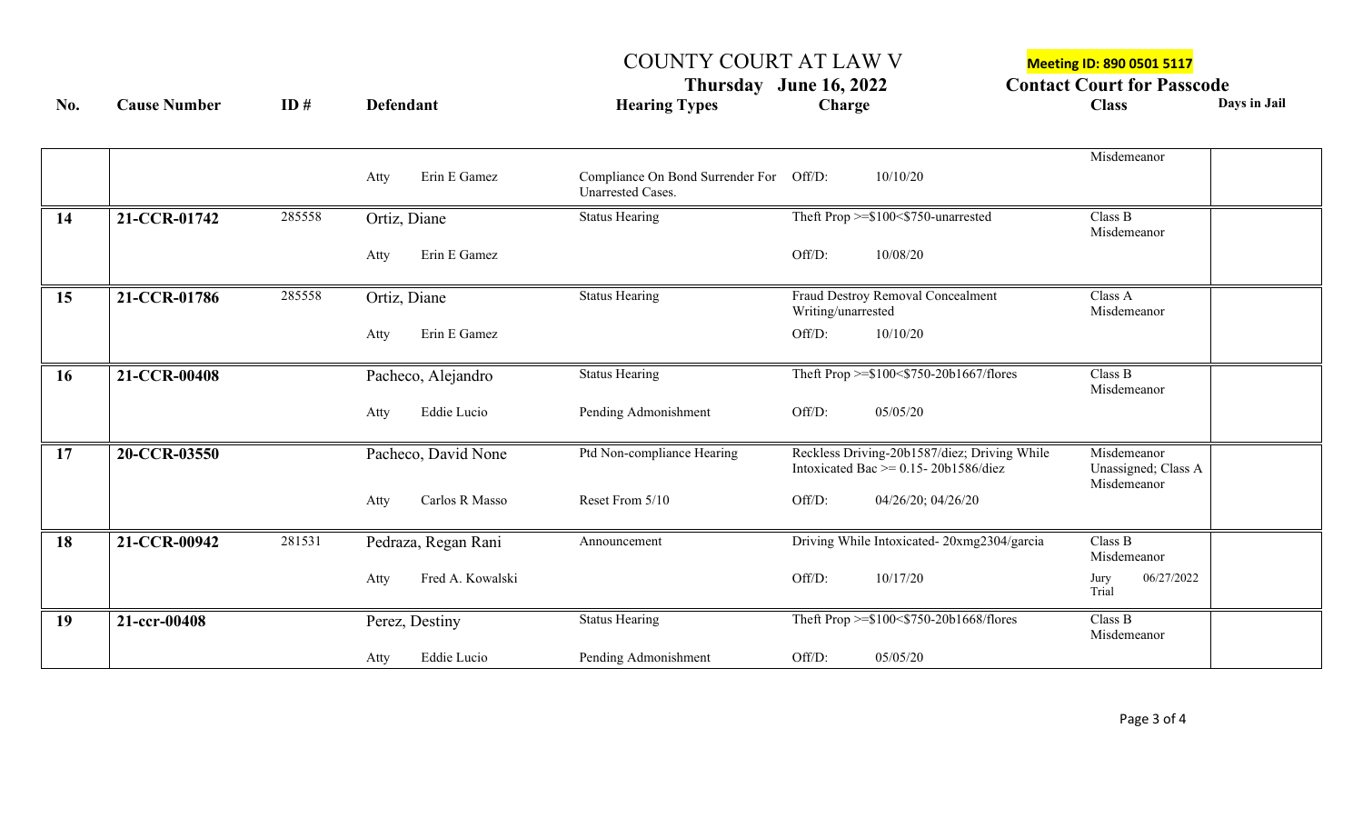# COUNTY COURT AT LAW V

**Meeting ID: 890 0501 5117**

**Thursday June 16, 2022**

**Contact Court for Passcode**

| No. | Cause Number | ID # | Defendant | Hearing Types | Charge | Class | Days in Jail |
|---|---|---|---|---|---|---|---|
| | | | | | | Misdemeanor | |
| | | | Atty Erin E Gamez | Compliance On Bond Surrender For Unarrested Cases. | Off/D: 10/10/20 | | |
| 14 | 21-CCR-01742 | 285558 | Ortiz, Diane | Status Hearing | Theft Prop >=$100<$750-unarrested | Class B Misdemeanor | |
| | | | Atty Erin E Gamez | | Off/D: 10/08/20 | | |
| 15 | 21-CCR-01786 | 285558 | Ortiz, Diane | Status Hearing | Fraud Destroy Removal Concealment Writing/unarrested | Class A Misdemeanor | |
| | | | Atty Erin E Gamez | | Off/D: 10/10/20 | | |
| 16 | 21-CCR-00408 | | Pacheco, Alejandro | Status Hearing | Theft Prop >=$100<$750-20b1667/flores | Class B Misdemeanor | |
| | | | Atty Eddie Lucio | Pending Admonishment | Off/D: 05/05/20 | | |
| 17 | 20-CCR-03550 | | Pacheco, David None | Ptd Non-compliance Hearing | Reckless Driving-20b1587/diez; Driving While Intoxicated Bac >= 0.15- 20b1586/diez | Misdemeanor Unassigned; Class A Misdemeanor | |
| | | | Atty Carlos R Masso | Reset From 5/10 | Off/D: 04/26/20; 04/26/20 | | |
| 18 | 21-CCR-00942 | 281531 | Pedraza, Regan Rani | Announcement | Driving While Intoxicated- 20xmg2304/garcia | Class B Misdemeanor | |
| | | | Atty Fred A. Kowalski | | Off/D: 10/17/20 | Jury Trial 06/27/2022 | |
| 19 | 21-ccr-00408 | | Perez, Destiny | Status Hearing | Theft Prop >=$100<$750-20b1668/flores | Class B Misdemeanor | |
| | | | Atty Eddie Lucio | Pending Admonishment | Off/D: 05/05/20 | | |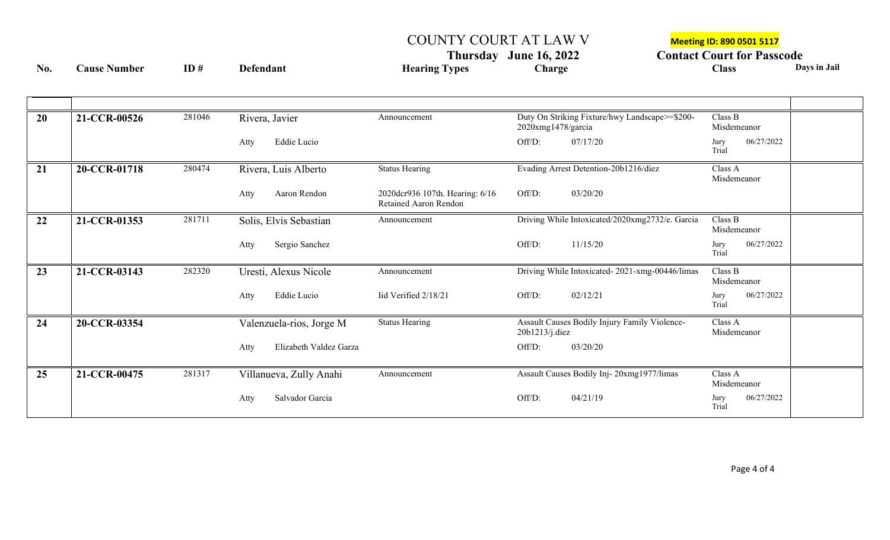# COUNTY COURT AT LAW V

**Thursday June 16, 2022**

**Meeting ID: 890 0501 5117**

**Contact Court for Passcode**

| No. | Cause Number | ID # | Defendant | Hearing Types | Charge | Class | Days in Jail |
|---|---|---|---|---|---|---|---|
| 20 | 21-CCR-00526 | 281046 | Rivera, Javier<br>Atty Eddie Lucio | Announcement | Duty On Striking Fixture/hwy Landscape>=$200-2020xmg1478/garcia<br>Off/D: 07/17/20 | Class B Misdemeanor<br>Jury Trial 06/27/2022 | |
| 21 | 20-CCR-01718 | 280474 | Rivera, Luis Alberto<br>Atty Aaron Rendon | Status Hearing<br>2020dcr936 107th. Hearing: 6/16 Retained Aaron Rendon | Evading Arrest Detention-20b1216/diez<br>Off/D: 03/20/20 | Class A Misdemeanor | |
| 22 | 21-CCR-01353 | 281711 | Solis, Elvis Sebastian<br>Atty Sergio Sanchez | Announcement | Driving While Intoxicated/2020xmg2732/e. Garcia<br>Off/D: 11/15/20 | Class B Misdemeanor<br>Jury Trial 06/27/2022 | |
| 23 | 21-CCR-03143 | 282320 | Uresti, Alexus Nicole<br>Atty Eddie Lucio | Announcement<br>Iid Verified 2/18/21 | Driving While Intoxicated- 2021-xmg-00446/limas<br>Off/D: 02/12/21 | Class B Misdemeanor<br>Jury Trial 06/27/2022 | |
| 24 | 20-CCR-03354 | | Valenzuela-rios, Jorge M<br>Atty Elizabeth Valdez Garza | Status Hearing | Assault Causes Bodily Injury Family Violence-20b1213/j.diez<br>Off/D: 03/20/20 | Class A Misdemeanor | |
| 25 | 21-CCR-00475 | 281317 | Villanueva, Zully Anahi<br>Atty Salvador Garcia | Announcement | Assault Causes Bodily Inj- 20xmg1977/limas<br>Off/D: 04/21/19 | Class A Misdemeanor<br>Jury Trial 06/27/2022 | |